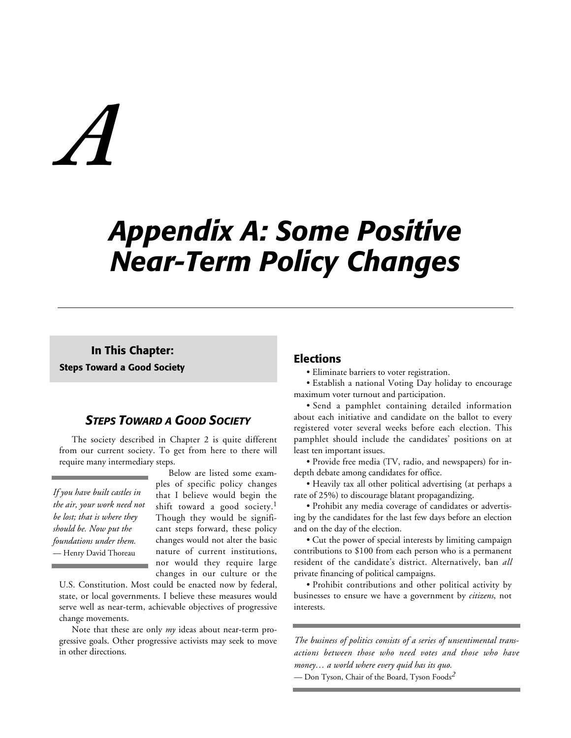# A

# Appendix A: Some Positive Near-Term Policy Changes

**In This Chapter:**

**Steps Toward a Good Society**

## *Steps Toward a Good Society*

The society described in Chapter 2 is quite different from our current society. To get from here to there will require many intermediary steps.

> *If you have built castles in the air, your work need not be lost; that is where they should be. Now put the foundations under them.*
> — Henry David Thoreau

Below are listed some examples of specific policy changes that I believe would begin the shift toward a good society.[1] Though they would be significant steps forward, these policy changes would not alter the basic nature of current institutions, nor would they require large changes in our culture or the U.S. Constitution. Most could be enacted now by federal, state, or local governments. I believe these measures would serve well as near-term, achievable objectives of progressive change movements.

Note that these are only *my* ideas about near-term progressive goals. Other progressive activists may seek to move in other directions.

### Elections

- Eliminate barriers to voter registration.
- Establish a national Voting Day holiday to encourage maximum voter turnout and participation.
- Send a pamphlet containing detailed information about each initiative and candidate on the ballot to every registered voter several weeks before each election. This pamphlet should include the candidates' positions on at least ten important issues.
- Provide free media (TV, radio, and newspapers) for in-depth debate among candidates for office.
- Heavily tax all other political advertising (at perhaps a rate of 25%) to discourage blatant propagandizing.
- Prohibit any media coverage of candidates or advertising by the candidates for the last few days before an election and on the day of the election.
- Cut the power of special interests by limiting campaign contributions to $100 from each person who is a permanent resident of the candidate's district. Alternatively, ban *all* private financing of political campaigns.
- Prohibit contributions and other political activity by businesses to ensure we have a government by *citizens*, not interests.

> *The business of politics consists of a series of unsentimental transactions between those who need votes and those who have money… a world where every quid has its quo.*
> — Don Tyson, Chair of the Board, Tyson Foods[2]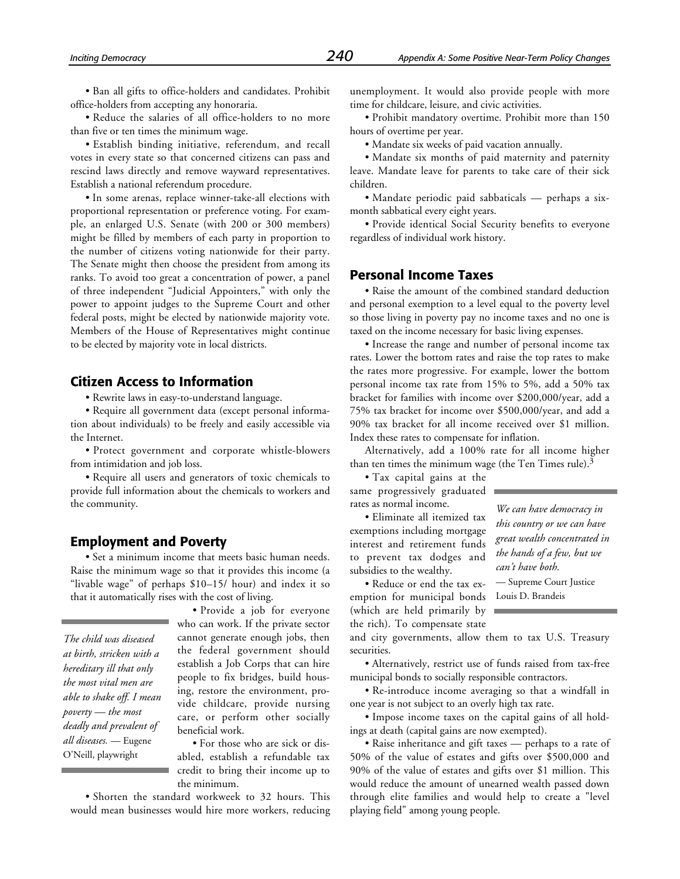• Ban all gifts to office-holders and candidates. Prohibit office-holders from accepting any honoraria.

• Reduce the salaries of all office-holders to no more than five or ten times the minimum wage.

• Establish binding initiative, referendum, and recall votes in every state so that concerned citizens can pass and rescind laws directly and remove wayward representatives. Establish a national referendum procedure.

• In some arenas, replace winner-take-all elections with proportional representation or preference voting. For example, an enlarged U.S. Senate (with 200 or 300 members) might be filled by members of each party in proportion to the number of citizens voting nationwide for their party. The Senate might then choose the president from among its ranks. To avoid too great a concentration of power, a panel of three independent "Judicial Appointers," with only the power to appoint judges to the Supreme Court and other federal posts, might be elected by nationwide majority vote. Members of the House of Representatives might continue to be elected by majority vote in local districts.

## Citizen Access to Information

• Rewrite laws in easy-to-understand language.

• Require all government data (except personal information about individuals) to be freely and easily accessible via the Internet.

• Protect government and corporate whistle-blowers from intimidation and job loss.

• Require all users and generators of toxic chemicals to provide full information about the chemicals to workers and the community.

## Employment and Poverty

• Set a minimum income that meets basic human needs. Raise the minimum wage so that it provides this income (a "livable wage" of perhaps $10–15/ hour) and index it so that it automatically rises with the cost of living.

• Provide a job for everyone who can work. If the private sector cannot generate enough jobs, then the federal government should establish a Job Corps that can hire people to fix bridges, build housing, restore the environment, provide childcare, provide nursing care, or perform other socially beneficial work.

> *The child was diseased at birth, stricken with a hereditary ill that only the most vital men are able to shake off. I mean poverty — the most deadly and prevalent of all diseases.* — Eugene O'Neill, playwright

• For those who are sick or disabled, establish a refundable tax credit to bring their income up to the minimum.

• Shorten the standard workweek to 32 hours. This would mean businesses would hire more workers, reducing unemployment. It would also provide people with more time for childcare, leisure, and civic activities.

• Prohibit mandatory overtime. Prohibit more than 150 hours of overtime per year.

• Mandate six weeks of paid vacation annually.

• Mandate six months of paid maternity and paternity leave. Mandate leave for parents to take care of their sick children.

• Mandate periodic paid sabbaticals — perhaps a six-month sabbatical every eight years.

• Provide identical Social Security benefits to everyone regardless of individual work history.

## Personal Income Taxes

• Raise the amount of the combined standard deduction and personal exemption to a level equal to the poverty level so those living in poverty pay no income taxes and no one is taxed on the income necessary for basic living expenses.

• Increase the range and number of personal income tax rates. Lower the bottom rates and raise the top rates to make the rates more progressive. For example, lower the bottom personal income tax rate from 15% to 5%, add a 50% tax bracket for families with income over $200,000/year, add a 75% tax bracket for income over $500,000/year, and add a 90% tax bracket for all income received over $1 million. Index these rates to compensate for inflation.

Alternatively, add a 100% rate for all income higher than ten times the minimum wage (the Ten Times rule).[3]

• Tax capital gains at the same progressively graduated rates as normal income.

> *We can have democracy in this country or we can have great wealth concentrated in the hands of a few, but we can't have both.*
> — Supreme Court Justice Louis D. Brandeis

• Eliminate all itemized tax exemptions including mortgage interest and retirement funds to prevent tax dodges and subsidies to the wealthy.

• Reduce or end the tax exemption for municipal bonds (which are held primarily by the rich). To compensate state and city governments, allow them to tax U.S. Treasury securities.

• Alternatively, restrict use of funds raised from tax-free municipal bonds to socially responsible contractors.

• Re-introduce income averaging so that a windfall in one year is not subject to an overly high tax rate.

• Impose income taxes on the capital gains of all holdings at death (capital gains are now exempted).

• Raise inheritance and gift taxes — perhaps to a rate of 50% of the value of estates and gifts over $500,000 and 90% of the value of estates and gifts over $1 million. This would reduce the amount of unearned wealth passed down through elite families and would help to create a "level playing field" among young people.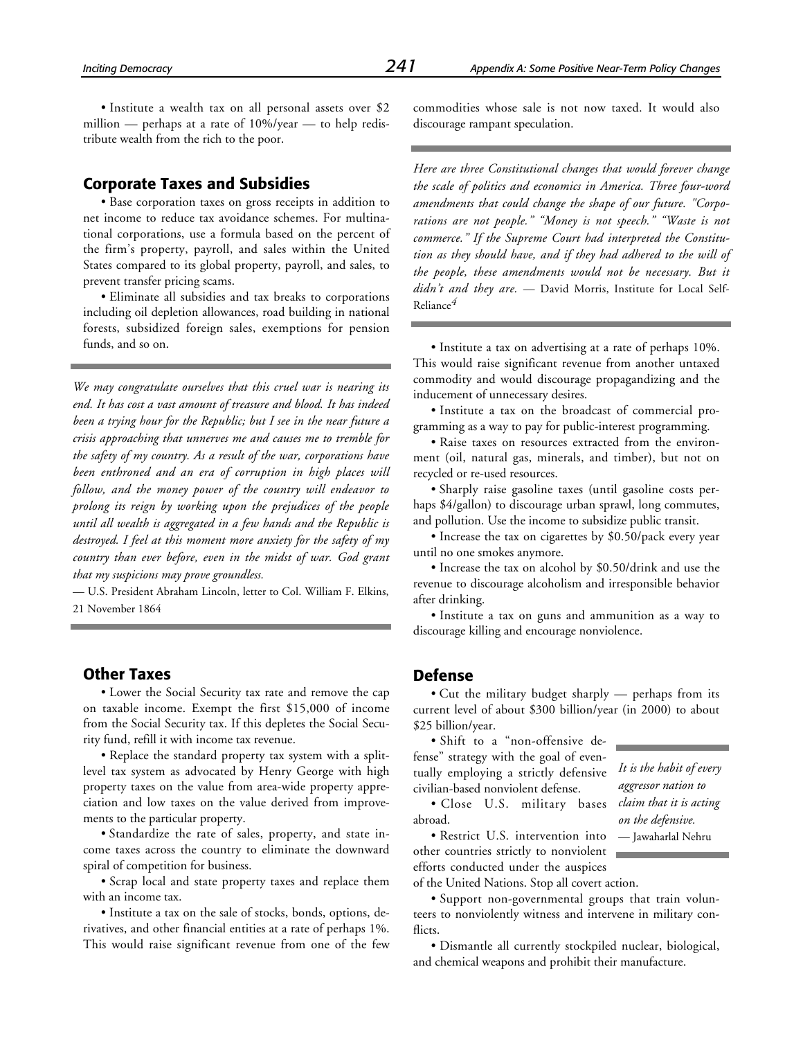• Institute a wealth tax on all personal assets over $2 million — perhaps at a rate of 10%/year — to help redistribute wealth from the rich to the poor.

## Corporate Taxes and Subsidies

• Base corporation taxes on gross receipts in addition to net income to reduce tax avoidance schemes. For multinational corporations, use a formula based on the percent of the firm's property, payroll, and sales within the United States compared to its global property, payroll, and sales, to prevent transfer pricing scams.

• Eliminate all subsidies and tax breaks to corporations including oil depletion allowances, road building in national forests, subsidized foreign sales, exemptions for pension funds, and so on.

*We may congratulate ourselves that this cruel war is nearing its end. It has cost a vast amount of treasure and blood. It has indeed been a trying hour for the Republic; but I see in the near future a crisis approaching that unnerves me and causes me to tremble for the safety of my country. As a result of the war, corporations have been enthroned and an era of corruption in high places will follow, and the money power of the country will endeavor to prolong its reign by working upon the prejudices of the people until all wealth is aggregated in a few hands and the Republic is destroyed. I feel at this moment more anxiety for the safety of my country than ever before, even in the midst of war. God grant that my suspicions may prove groundless.*

— U.S. President Abraham Lincoln, letter to Col. William F. Elkins, 21 November 1864

## Other Taxes

• Lower the Social Security tax rate and remove the cap on taxable income. Exempt the first $15,000 of income from the Social Security tax. If this depletes the Social Security fund, refill it with income tax revenue.

• Replace the standard property tax system with a split-level tax system as advocated by Henry George with high property taxes on the value from area-wide property appreciation and low taxes on the value derived from improvements to the particular property.

• Standardize the rate of sales, property, and state income taxes across the country to eliminate the downward spiral of competition for business.

• Scrap local and state property taxes and replace them with an income tax.

• Institute a tax on the sale of stocks, bonds, options, derivatives, and other financial entities at a rate of perhaps 1%. This would raise significant revenue from one of the few commodities whose sale is not now taxed. It would also discourage rampant speculation.

*Here are three Constitutional changes that would forever change the scale of politics and economics in America. Three four-word amendments that could change the shape of our future. "Corporations are not people." "Money is not speech." "Waste is not commerce." If the Supreme Court had interpreted the Constitution as they should have, and if they had adhered to the will of the people, these amendments would not be necessary. But it didn't and they are.* — David Morris, Institute for Local Self-Reliance[4]

• Institute a tax on advertising at a rate of perhaps 10%. This would raise significant revenue from another untaxed commodity and would discourage propagandizing and the inducement of unnecessary desires.

• Institute a tax on the broadcast of commercial programming as a way to pay for public-interest programming.

• Raise taxes on resources extracted from the environment (oil, natural gas, minerals, and timber), but not on recycled or re-used resources.

• Sharply raise gasoline taxes (until gasoline costs perhaps $4/gallon) to discourage urban sprawl, long commutes, and pollution. Use the income to subsidize public transit.

• Increase the tax on cigarettes by $0.50/pack every year until no one smokes anymore.

• Increase the tax on alcohol by $0.50/drink and use the revenue to discourage alcoholism and irresponsible behavior after drinking.

• Institute a tax on guns and ammunition as a way to discourage killing and encourage nonviolence.

## Defense

• Cut the military budget sharply — perhaps from its current level of about $300 billion/year (in 2000) to about $25 billion/year.

• Shift to a "non-offensive defense" strategy with the goal of eventually employing a strictly defensive civilian-based nonviolent defense.

• Close U.S. military bases abroad.

• Restrict U.S. intervention into other countries strictly to nonviolent efforts conducted under the auspices of the United Nations. Stop all covert action.

*It is the habit of every aggressor nation to claim that it is acting on the defensive.*
— Jawaharlal Nehru

• Support non-governmental groups that train volunteers to nonviolently witness and intervene in military conflicts.

• Dismantle all currently stockpiled nuclear, biological, and chemical weapons and prohibit their manufacture.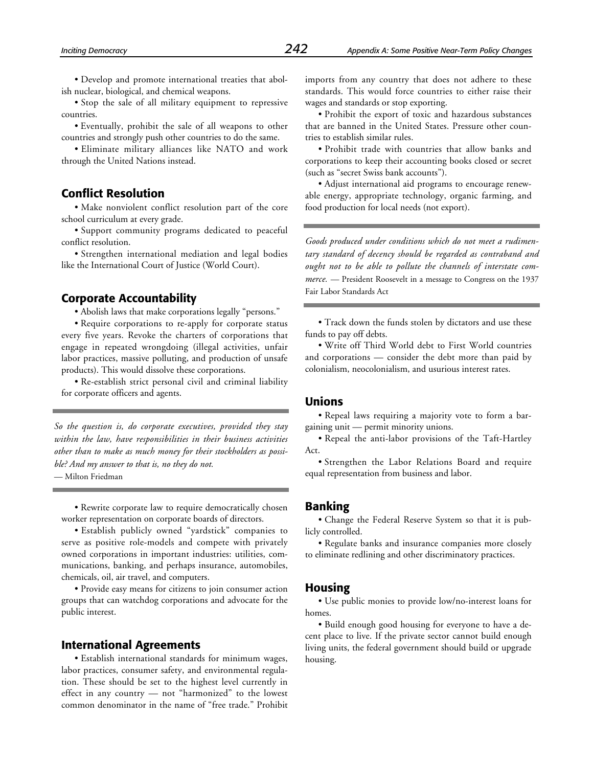• Develop and promote international treaties that abolish nuclear, biological, and chemical weapons.

• Stop the sale of all military equipment to repressive countries.

• Eventually, prohibit the sale of all weapons to other countries and strongly push other countries to do the same.

• Eliminate military alliances like NATO and work through the United Nations instead.

## Conflict Resolution

• Make nonviolent conflict resolution part of the core school curriculum at every grade.

• Support community programs dedicated to peaceful conflict resolution.

• Strengthen international mediation and legal bodies like the International Court of Justice (World Court).

## Corporate Accountability

• Abolish laws that make corporations legally "persons."

• Require corporations to re-apply for corporate status every five years. Revoke the charters of corporations that engage in repeated wrongdoing (illegal activities, unfair labor practices, massive polluting, and production of unsafe products). This would dissolve these corporations.

• Re-establish strict personal civil and criminal liability for corporate officers and agents.

---

*So the question is, do corporate executives, provided they stay within the law, have responsibilities in their business activities other than to make as much money for their stockholders as possible? And my answer to that is, no they do not.*
— Milton Friedman

---

• Rewrite corporate law to require democratically chosen worker representation on corporate boards of directors.

• Establish publicly owned "yardstick" companies to serve as positive role-models and compete with privately owned corporations in important industries: utilities, communications, banking, and perhaps insurance, automobiles, chemicals, oil, air travel, and computers.

• Provide easy means for citizens to join consumer action groups that can watchdog corporations and advocate for the public interest.

## International Agreements

• Establish international standards for minimum wages, labor practices, consumer safety, and environmental regulation. These should be set to the highest level currently in effect in any country — not "harmonized" to the lowest common denominator in the name of "free trade." Prohibit imports from any country that does not adhere to these standards. This would force countries to either raise their wages and standards or stop exporting.

• Prohibit the export of toxic and hazardous substances that are banned in the United States. Pressure other countries to establish similar rules.

• Prohibit trade with countries that allow banks and corporations to keep their accounting books closed or secret (such as "secret Swiss bank accounts").

• Adjust international aid programs to encourage renewable energy, appropriate technology, organic farming, and food production for local needs (not export).

---

*Goods produced under conditions which do not meet a rudimentary standard of decency should be regarded as contraband and ought not to be able to pollute the channels of interstate commerce.* — President Roosevelt in a message to Congress on the 1937 Fair Labor Standards Act

---

• Track down the funds stolen by dictators and use these funds to pay off debts.

• Write off Third World debt to First World countries and corporations — consider the debt more than paid by colonialism, neocolonialism, and usurious interest rates.

## Unions

• Repeal laws requiring a majority vote to form a bargaining unit — permit minority unions.

• Repeal the anti-labor provisions of the Taft-Hartley Act.

• Strengthen the Labor Relations Board and require equal representation from business and labor.

## Banking

• Change the Federal Reserve System so that it is publicly controlled.

• Regulate banks and insurance companies more closely to eliminate redlining and other discriminatory practices.

## Housing

• Use public monies to provide low/no-interest loans for homes.

• Build enough good housing for everyone to have a decent place to live. If the private sector cannot build enough living units, the federal government should build or upgrade housing.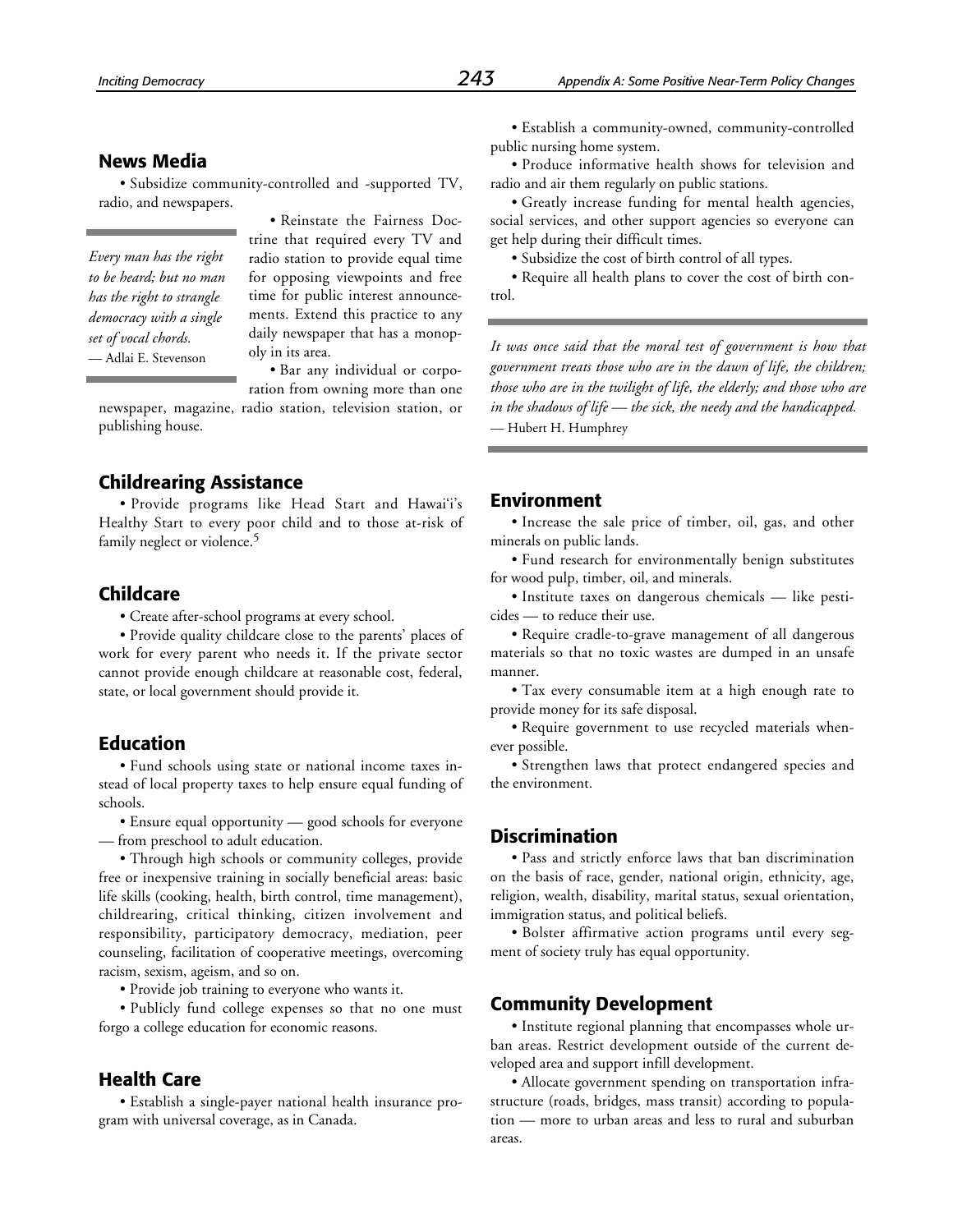## News Media

• Subsidize community-controlled and -supported TV, radio, and newspapers.

> *Every man has the right to be heard; but no man has the right to strangle democracy with a single set of vocal chords.*
> — Adlai E. Stevenson

• Reinstate the Fairness Doctrine that required every TV and radio station to provide equal time for opposing viewpoints and free time for public interest announcements. Extend this practice to any daily newspaper that has a monopoly in its area.

• Bar any individual or corporation from owning more than one newspaper, magazine, radio station, television station, or publishing house.

## Childrearing Assistance

• Provide programs like Head Start and Hawai'i's Healthy Start to every poor child and to those at-risk of family neglect or violence.[5]

## Childcare

• Create after-school programs at every school.

• Provide quality childcare close to the parents' places of work for every parent who needs it. If the private sector cannot provide enough childcare at reasonable cost, federal, state, or local government should provide it.

## Education

• Fund schools using state or national income taxes instead of local property taxes to help ensure equal funding of schools.

• Ensure equal opportunity — good schools for everyone — from preschool to adult education.

• Through high schools or community colleges, provide free or inexpensive training in socially beneficial areas: basic life skills (cooking, health, birth control, time management), childrearing, critical thinking, citizen involvement and responsibility, participatory democracy, mediation, peer counseling, facilitation of cooperative meetings, overcoming racism, sexism, ageism, and so on.

• Provide job training to everyone who wants it.

• Publicly fund college expenses so that no one must forgo a college education for economic reasons.

## Health Care

• Establish a single-payer national health insurance program with universal coverage, as in Canada.

• Establish a community-owned, community-controlled public nursing home system.

• Produce informative health shows for television and radio and air them regularly on public stations.

• Greatly increase funding for mental health agencies, social services, and other support agencies so everyone can get help during their difficult times.

• Subsidize the cost of birth control of all types.

• Require all health plans to cover the cost of birth control.

> *It was once said that the moral test of government is how that government treats those who are in the dawn of life, the children; those who are in the twilight of life, the elderly; and those who are in the shadows of life — the sick, the needy and the handicapped.*
> — Hubert H. Humphrey

## Environment

• Increase the sale price of timber, oil, gas, and other minerals on public lands.

• Fund research for environmentally benign substitutes for wood pulp, timber, oil, and minerals.

• Institute taxes on dangerous chemicals — like pesticides — to reduce their use.

• Require cradle-to-grave management of all dangerous materials so that no toxic wastes are dumped in an unsafe manner.

• Tax every consumable item at a high enough rate to provide money for its safe disposal.

• Require government to use recycled materials whenever possible.

• Strengthen laws that protect endangered species and the environment.

## Discrimination

• Pass and strictly enforce laws that ban discrimination on the basis of race, gender, national origin, ethnicity, age, religion, wealth, disability, marital status, sexual orientation, immigration status, and political beliefs.

• Bolster affirmative action programs until every segment of society truly has equal opportunity.

## Community Development

• Institute regional planning that encompasses whole urban areas. Restrict development outside of the current developed area and support infill development.

• Allocate government spending on transportation infrastructure (roads, bridges, mass transit) according to population — more to urban areas and less to rural and suburban areas.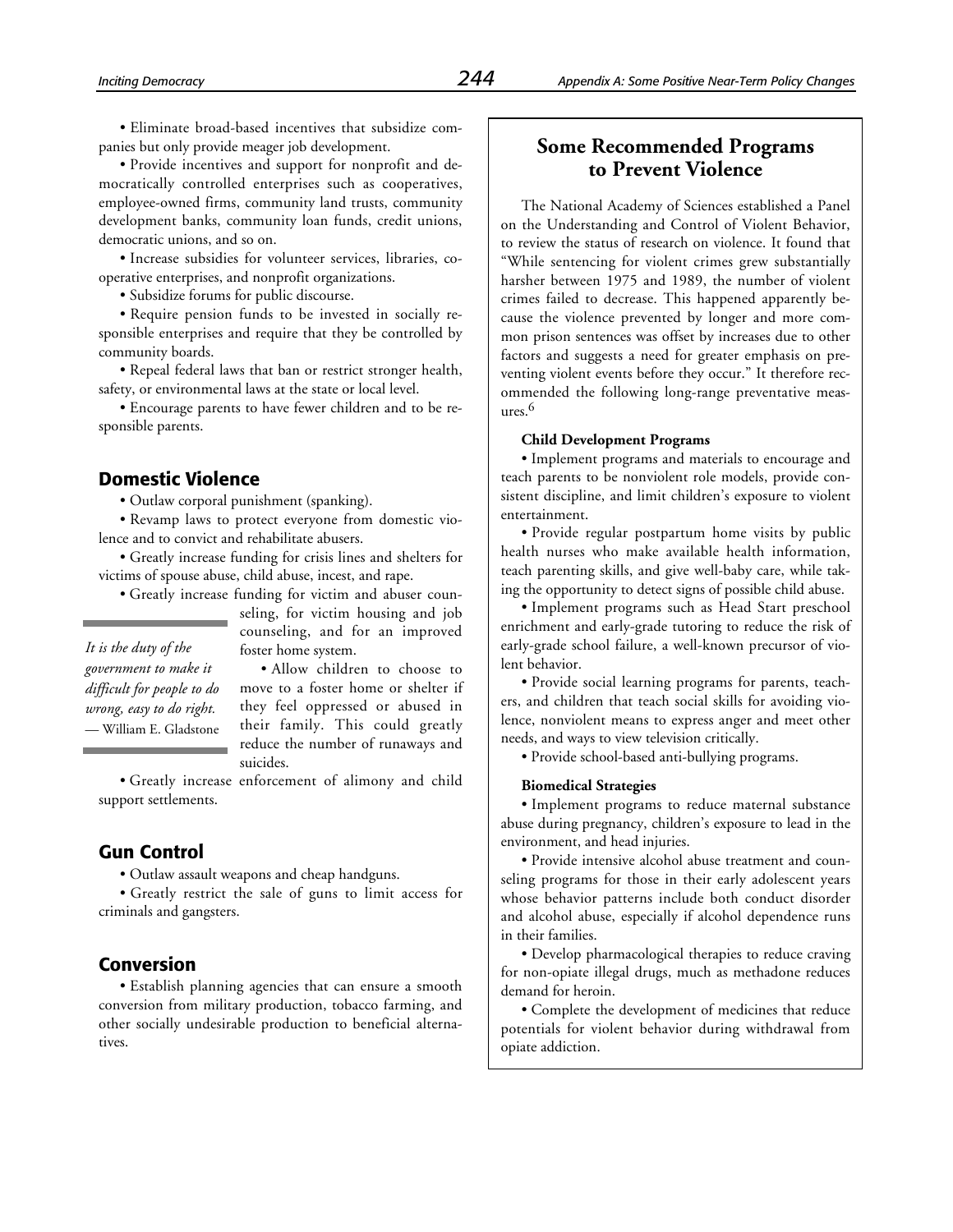• Eliminate broad-based incentives that subsidize companies but only provide meager job development.

• Provide incentives and support for nonprofit and democratically controlled enterprises such as cooperatives, employee-owned firms, community land trusts, community development banks, community loan funds, credit unions, democratic unions, and so on.

• Increase subsidies for volunteer services, libraries, cooperative enterprises, and nonprofit organizations.

• Subsidize forums for public discourse.

• Require pension funds to be invested in socially responsible enterprises and require that they be controlled by community boards.

• Repeal federal laws that ban or restrict stronger health, safety, or environmental laws at the state or local level.

• Encourage parents to have fewer children and to be responsible parents.

## Domestic Violence

• Outlaw corporal punishment (spanking).

• Revamp laws to protect everyone from domestic violence and to convict and rehabilitate abusers.

• Greatly increase funding for crisis lines and shelters for victims of spouse abuse, child abuse, incest, and rape.

• Greatly increase funding for victim and abuser counseling, for victim housing and job counseling, and for an improved foster home system.

• Allow children to choose to move to a foster home or shelter if they feel oppressed or abused in their family. This could greatly reduce the number of runaways and suicides.

• Greatly increase enforcement of alimony and child support settlements.

> *It is the duty of the government to make it difficult for people to do wrong, easy to do right.*
> — William E. Gladstone

## Gun Control

• Outlaw assault weapons and cheap handguns.

• Greatly restrict the sale of guns to limit access for criminals and gangsters.

## Conversion

• Establish planning agencies that can ensure a smooth conversion from military production, tobacco farming, and other socially undesirable production to beneficial alternatives.

## Some Recommended Programs to Prevent Violence

The National Academy of Sciences established a Panel on the Understanding and Control of Violent Behavior, to review the status of research on violence. It found that "While sentencing for violent crimes grew substantially harsher between 1975 and 1989, the number of violent crimes failed to decrease. This happened apparently because the violence prevented by longer and more common prison sentences was offset by increases due to other factors and suggests a need for greater emphasis on preventing violent events before they occur." It therefore recommended the following long-range preventative measures.[6]

**Child Development Programs**

• Implement programs and materials to encourage and teach parents to be nonviolent role models, provide consistent discipline, and limit children's exposure to violent entertainment.

• Provide regular postpartum home visits by public health nurses who make available health information, teach parenting skills, and give well-baby care, while taking the opportunity to detect signs of possible child abuse.

• Implement programs such as Head Start preschool enrichment and early-grade tutoring to reduce the risk of early-grade school failure, a well-known precursor of violent behavior.

• Provide social learning programs for parents, teachers, and children that teach social skills for avoiding violence, nonviolent means to express anger and meet other needs, and ways to view television critically.

• Provide school-based anti-bullying programs.

**Biomedical Strategies**

• Implement programs to reduce maternal substance abuse during pregnancy, children's exposure to lead in the environment, and head injuries.

• Provide intensive alcohol abuse treatment and counseling programs for those in their early adolescent years whose behavior patterns include both conduct disorder and alcohol abuse, especially if alcohol dependence runs in their families.

• Develop pharmacological therapies to reduce craving for non-opiate illegal drugs, much as methadone reduces demand for heroin.

• Complete the development of medicines that reduce potentials for violent behavior during withdrawal from opiate addiction.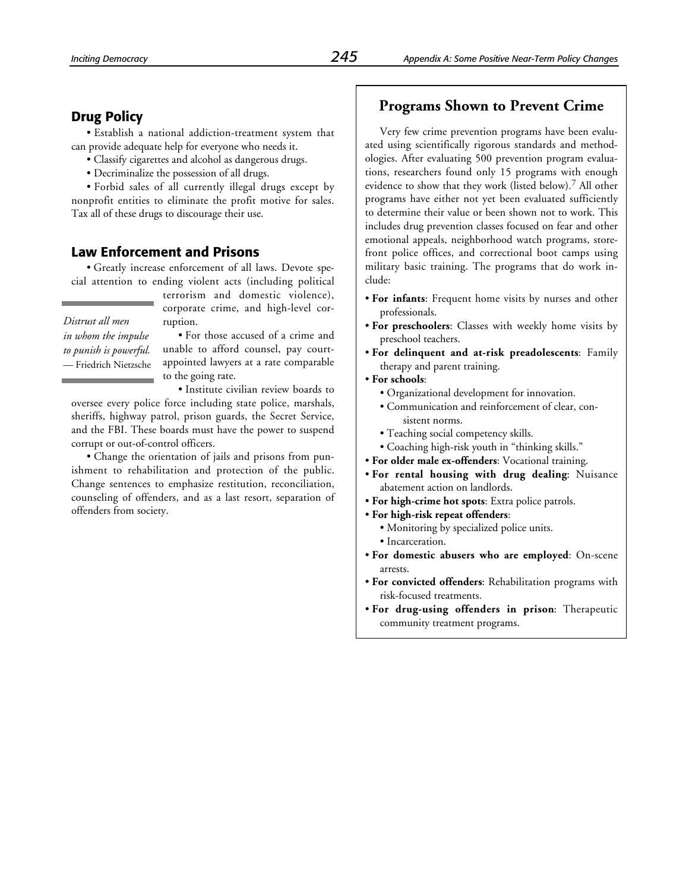## Drug Policy

• Establish a national addiction-treatment system that can provide adequate help for everyone who needs it.

• Classify cigarettes and alcohol as dangerous drugs.

• Decriminalize the possession of all drugs.

• Forbid sales of all currently illegal drugs except by nonprofit entities to eliminate the profit motive for sales. Tax all of these drugs to discourage their use.

## Law Enforcement and Prisons

• Greatly increase enforcement of all laws. Devote special attention to ending violent acts (including political terrorism and domestic violence), corporate crime, and high-level corruption.

> *Distrust all men in whom the impulse to punish is powerful.*
> — Friedrich Nietzsche

• For those accused of a crime and unable to afford counsel, pay court-appointed lawyers at a rate comparable to the going rate.

• Institute civilian review boards to oversee every police force including state police, marshals, sheriffs, highway patrol, prison guards, the Secret Service, and the FBI. These boards must have the power to suspend corrupt or out-of-control officers.

• Change the orientation of jails and prisons from punishment to rehabilitation and protection of the public. Change sentences to emphasize restitution, reconciliation, counseling of offenders, and as a last resort, separation of offenders from society.

## Programs Shown to Prevent Crime

Very few crime prevention programs have been evaluated using scientifically rigorous standards and methodologies. After evaluating 500 prevention program evaluations, researchers found only 15 programs with enough evidence to show that they work (listed below).[7] All other programs have either not yet been evaluated sufficiently to determine their value or been shown not to work. This includes drug prevention classes focused on fear and other emotional appeals, neighborhood watch programs, storefront police offices, and correctional boot camps using military basic training. The programs that do work include:

- **For infants**: Frequent home visits by nurses and other professionals.
- **For preschoolers**: Classes with weekly home visits by preschool teachers.
- **For delinquent and at-risk preadolescents**: Family therapy and parent training.
- **For schools**:
  - Organizational development for innovation.
  - Communication and reinforcement of clear, consistent norms.
  - Teaching social competency skills.
  - Coaching high-risk youth in "thinking skills."
- **For older male ex-offenders**: Vocational training.
- **For rental housing with drug dealing**: Nuisance abatement action on landlords.
- **For high-crime hot spots**: Extra police patrols.
- **For high-risk repeat offenders**:
  - Monitoring by specialized police units.
  - Incarceration.
- **For domestic abusers who are employed**: On-scene arrests.
- **For convicted offenders**: Rehabilitation programs with risk-focused treatments.
- **For drug-using offenders in prison**: Therapeutic community treatment programs.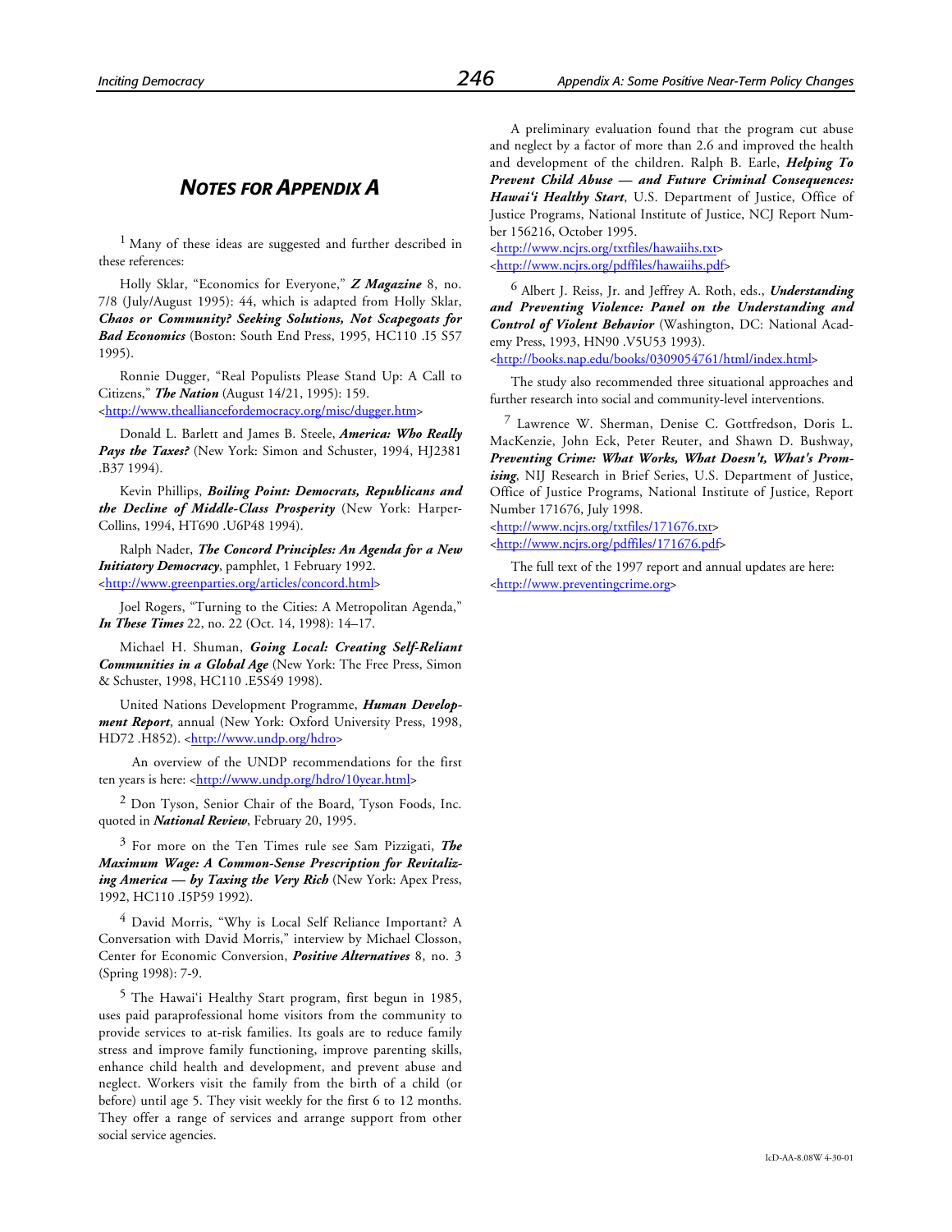## *NOTES FOR APPENDIX A*

[1] Many of these ideas are suggested and further described in these references:

Holly Sklar, "Economics for Everyone," ***Z Magazine*** 8, no. 7/8 (July/August 1995): 44, which is adapted from Holly Sklar, ***Chaos or Community? Seeking Solutions, Not Scapegoats for Bad Economics*** (Boston: South End Press, 1995, HC110 .I5 S57 1995).

Ronnie Dugger, "Real Populists Please Stand Up: A Call to Citizens," ***The Nation*** (August 14/21, 1995): 159. <http://www.thealliancefordemocracy.org/misc/dugger.htm>

Donald L. Barlett and James B. Steele, ***America: Who Really Pays the Taxes?*** (New York: Simon and Schuster, 1994, HJ2381 .B37 1994).

Kevin Phillips, ***Boiling Point: Democrats, Republicans and the Decline of Middle-Class Prosperity*** (New York: HarperCollins, 1994, HT690 .U6P48 1994).

Ralph Nader, ***The Concord Principles: An Agenda for a New Initiatory Democracy***, pamphlet, 1 February 1992. <http://www.greenparties.org/articles/concord.html>

Joel Rogers, "Turning to the Cities: A Metropolitan Agenda," ***In These Times*** 22, no. 22 (Oct. 14, 1998): 14–17.

Michael H. Shuman, ***Going Local: Creating Self-Reliant Communities in a Global Age*** (New York: The Free Press, Simon & Schuster, 1998, HC110 .E5S49 1998).

United Nations Development Programme, ***Human Development Report***, annual (New York: Oxford University Press, 1998, HD72 .H852). <http://www.undp.org/hdro>

An overview of the UNDP recommendations for the first ten years is here: <http://www.undp.org/hdro/10year.html>

[2] Don Tyson, Senior Chair of the Board, Tyson Foods, Inc. quoted in ***National Review***, February 20, 1995.

[3] For more on the Ten Times rule see Sam Pizzigati, ***The Maximum Wage: A Common-Sense Prescription for Revitalizing America — by Taxing the Very Rich*** (New York: Apex Press, 1992, HC110 .I5P59 1992).

[4] David Morris, "Why is Local Self Reliance Important? A Conversation with David Morris," interview by Michael Closson, Center for Economic Conversion, ***Positive Alternatives*** 8, no. 3 (Spring 1998): 7-9.

[5] The Hawai'i Healthy Start program, first begun in 1985, uses paid paraprofessional home visitors from the community to provide services to at-risk families. Its goals are to reduce family stress and improve family functioning, improve parenting skills, enhance child health and development, and prevent abuse and neglect. Workers visit the family from the birth of a child (or before) until age 5. They visit weekly for the first 6 to 12 months. They offer a range of services and arrange support from other social service agencies.

A preliminary evaluation found that the program cut abuse and neglect by a factor of more than 2.6 and improved the health and development of the children. Ralph B. Earle, ***Helping To Prevent Child Abuse — and Future Criminal Consequences: Hawai'i Healthy Start***, U.S. Department of Justice, Office of Justice Programs, National Institute of Justice, NCJ Report Number 156216, October 1995.
<http://www.ncjrs.org/txtfiles/hawaiihs.txt>
<http://www.ncjrs.org/pdffiles/hawaiihs.pdf>

[6] Albert J. Reiss, Jr. and Jeffrey A. Roth, eds., ***Understanding and Preventing Violence: Panel on the Understanding and Control of Violent Behavior*** (Washington, DC: National Academy Press, 1993, HN90 .V5U53 1993).
<http://books.nap.edu/books/0309054761/html/index.html>

The study also recommended three situational approaches and further research into social and community-level interventions.

[7] Lawrence W. Sherman, Denise C. Gottfredson, Doris L. MacKenzie, John Eck, Peter Reuter, and Shawn D. Bushway, ***Preventing Crime: What Works, What Doesn't, What's Promising***, NIJ Research in Brief Series, U.S. Department of Justice, Office of Justice Programs, National Institute of Justice, Report Number 171676, July 1998.
<http://www.ncjrs.org/txtfiles/171676.txt>
<http://www.ncjrs.org/pdffiles/171676.pdf>

The full text of the 1997 report and annual updates are here: <http://www.preventingcrime.org>